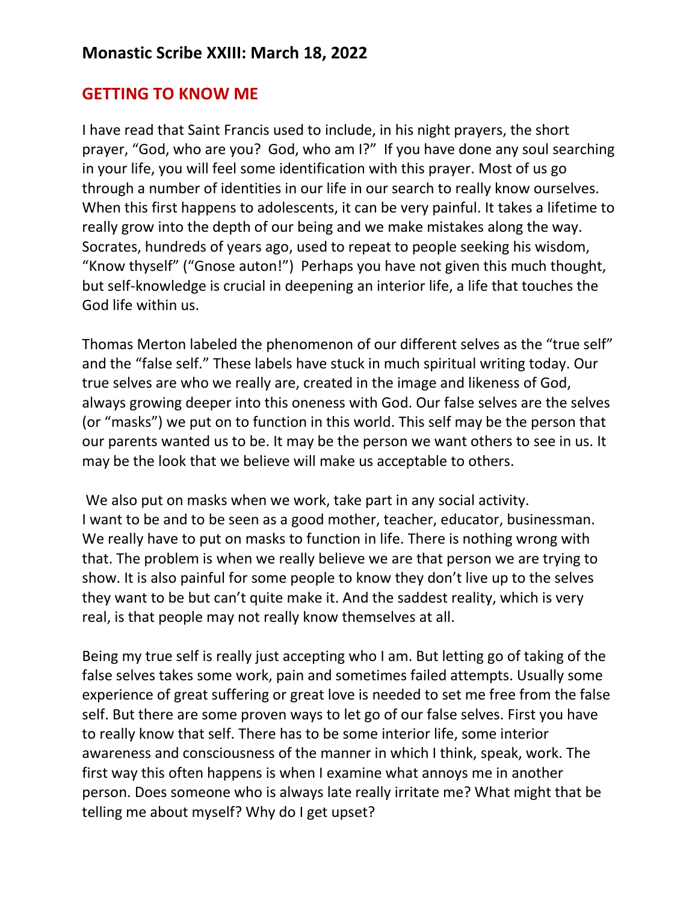## Monastic Scribe XXIII: March 18, 2022

## GETTING TO KNOW ME

I have read that Saint Francis used to include, in his night prayers, the short prayer, "God, who are you? God, who am I?" If you have done any soul searching in your life, you will feel some identification with this prayer. Most of us go through a number of identities in our life in our search to really know ourselves. When this first happens to adolescents, it can be very painful. It takes a lifetime to really grow into the depth of our being and we make mistakes along the way. Socrates, hundreds of years ago, used to repeat to people seeking his wisdom, "Know thyself" ("Gnose auton!") Perhaps you have not given this much thought, but self-knowledge is crucial in deepening an interior life, a life that touches the God life within us.

Thomas Merton labeled the phenomenon of our different selves as the "true self" and the "false self." These labels have stuck in much spiritual writing today. Our true selves are who we really are, created in the image and likeness of God, always growing deeper into this oneness with God. Our false selves are the selves (or "masks") we put on to function in this world. This self may be the person that our parents wanted us to be. It may be the person we want others to see in us. It may be the look that we believe will make us acceptable to others.

We also put on masks when we work, take part in any social activity. I want to be and to be seen as a good mother, teacher, educator, businessman. We really have to put on masks to function in life. There is nothing wrong with that. The problem is when we really believe we are that person we are trying to show. It is also painful for some people to know they don't live up to the selves they want to be but can't quite make it. And the saddest reality, which is very real, is that people may not really know themselves at all.

Being my true self is really just accepting who I am. But letting go of taking of the false selves takes some work, pain and sometimes failed attempts. Usually some experience of great suffering or great love is needed to set me free from the false self. But there are some proven ways to let go of our false selves. First you have to really know that self. There has to be some interior life, some interior awareness and consciousness of the manner in which I think, speak, work. The first way this often happens is when I examine what annoys me in another person. Does someone who is always late really irritate me? What might that be telling me about myself? Why do I get upset?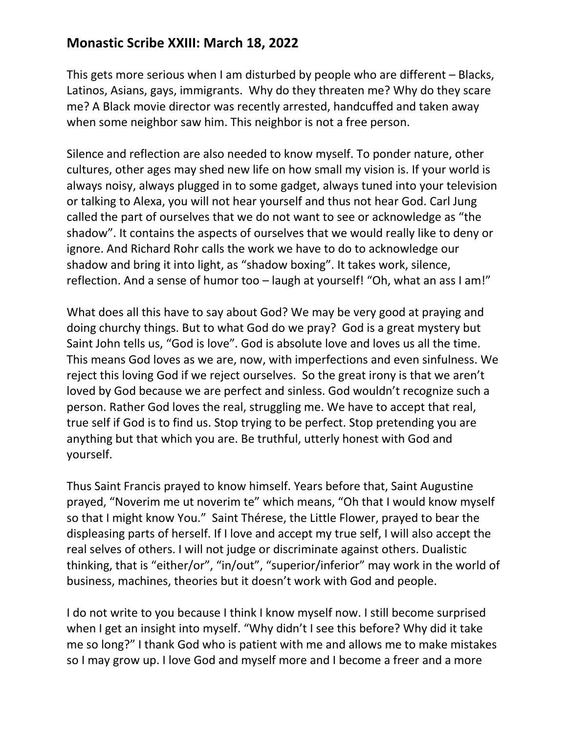## Monastic Scribe XXIII: March 18, 2022

This gets more serious when I am disturbed by people who are different – Blacks, Latinos, Asians, gays, immigrants. Why do they threaten me? Why do they scare me? A Black movie director was recently arrested, handcuffed and taken away when some neighbor saw him. This neighbor is not a free person.

Silence and reflection are also needed to know myself. To ponder nature, other cultures, other ages may shed new life on how small my vision is. If your world is always noisy, always plugged in to some gadget, always tuned into your television or talking to Alexa, you will not hear yourself and thus not hear God. Carl Jung called the part of ourselves that we do not want to see or acknowledge as "the shadow". It contains the aspects of ourselves that we would really like to deny or ignore. And Richard Rohr calls the work we have to do to acknowledge our shadow and bring it into light, as "shadow boxing". It takes work, silence, reflection. And a sense of humor too – laugh at yourself! "Oh, what an ass I am!"

What does all this have to say about God? We may be very good at praying and doing churchy things. But to what God do we pray? God is a great mystery but Saint John tells us, "God is love". God is absolute love and loves us all the time. This means God loves as we are, now, with imperfections and even sinfulness. We reject this loving God if we reject ourselves. So the great irony is that we aren't loved by God because we are perfect and sinless. God wouldn't recognize such a person. Rather God loves the real, struggling me. We have to accept that real, true self if God is to find us. Stop trying to be perfect. Stop pretending you are anything but that which you are. Be truthful, utterly honest with God and yourself.

Thus Saint Francis prayed to know himself. Years before that, Saint Augustine prayed, "Noverim me ut noverim te" which means, "Oh that I would know myself so that I might know You." Saint Thérese, the Little Flower, prayed to bear the displeasing parts of herself. If I love and accept my true self, I will also accept the real selves of others. I will not judge or discriminate against others. Dualistic thinking, that is "either/or", "in/out", "superior/inferior" may work in the world of business, machines, theories but it doesn't work with God and people.

I do not write to you because I think I know myself now. I still become surprised when I get an insight into myself. "Why didn't I see this before? Why did it take me so long?" I thank God who is patient with me and allows me to make mistakes so I may grow up. I love God and myself more and I become a freer and a more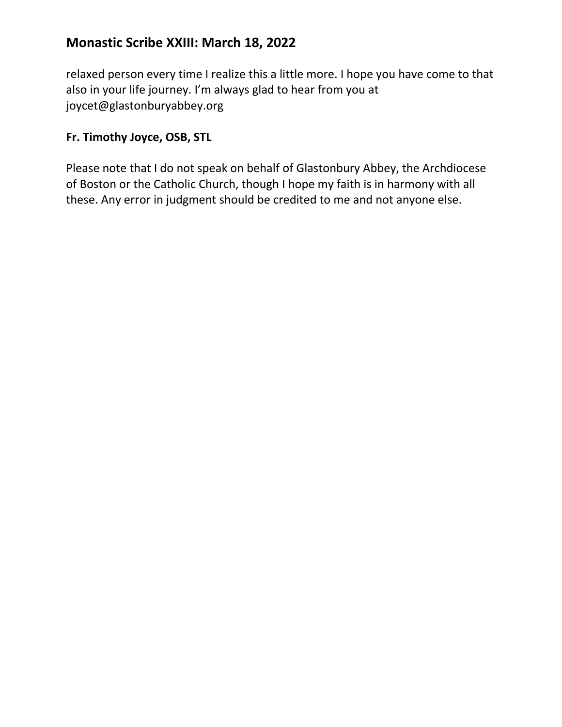relaxed person every time I realize this a little more. I hope you have come to that also in your life journey. I'm always glad to hear from you at joycet@glastonburyabbey.org

**Fr. Timothy Joyce, OSB, STL**

Please note that I do not speak on behalf of Glastonbury Abbey, the Archdiocese of Boston or the Catholic Church, though I hope my faith is in harmony with all these. Any error in judgment should be credited to me and not anyone else.